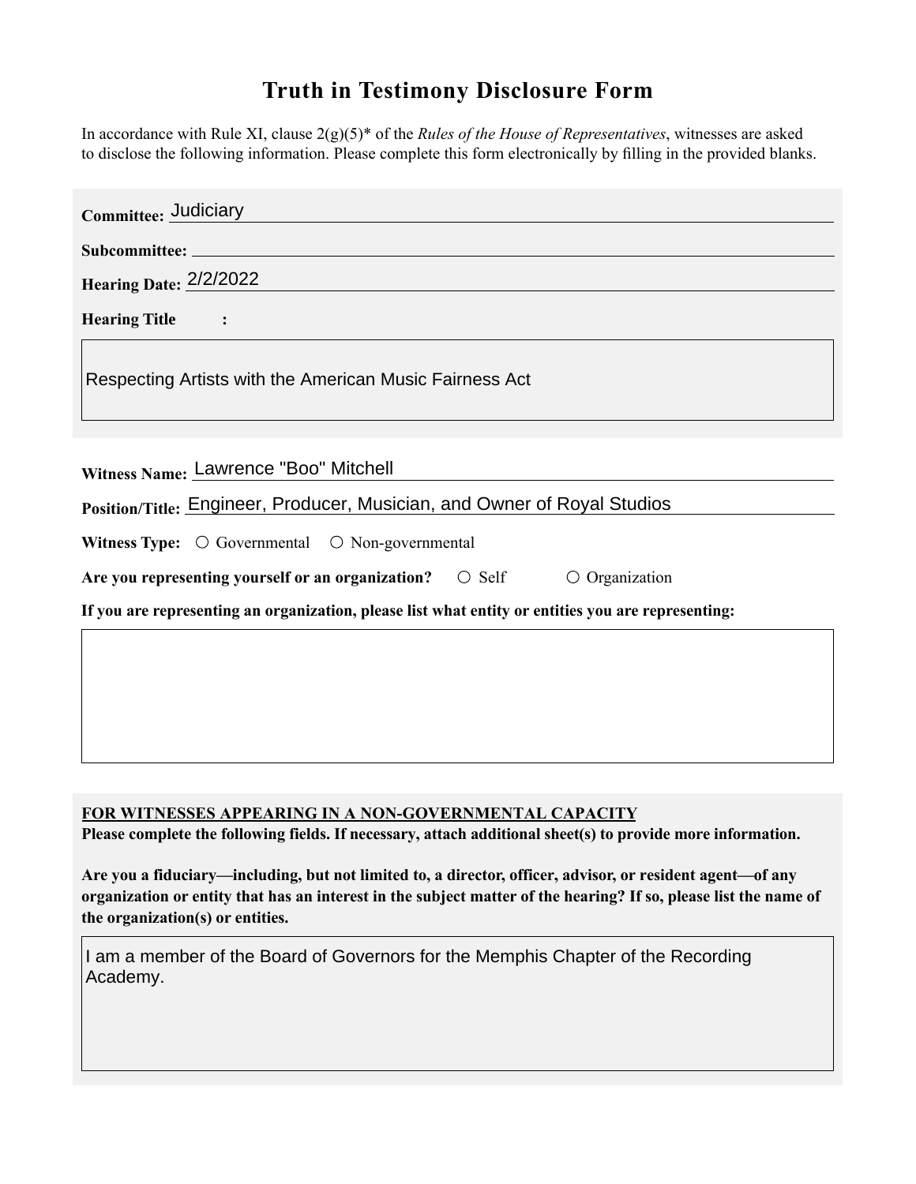# Truth in Testimony Disclosure Form

In accordance with Rule XI, clause 2(g)(5)* of the *Rules of the House of Representatives*, witnesses are asked to disclose the following information. Please complete this form electronically by filling in the provided blanks.

**Committee:** Judiciary

**Subcommittee:**

**Hearing Date:** 2/2/2022

**Hearing Title:**

Respecting Artists with the American Music Fairness Act

**Witness Name:** Lawrence "Boo" Mitchell

**Position/Title:** Engineer, Producer, Musician, and Owner of Royal Studios

**Witness Type:** ○ Governmental ○ Non-governmental

**Are you representing yourself or an organization?** ○ Self ○ Organization

**If you are representing an organization, please list what entity or entities you are representing:**

**FOR WITNESSES APPEARING IN A NON-GOVERNMENTAL CAPACITY**

**Please complete the following fields. If necessary, attach additional sheet(s) to provide more information.**

**Are you a fiduciary—including, but not limited to, a director, officer, advisor, or resident agent—of any organization or entity that has an interest in the subject matter of the hearing? If so, please list the name of the organization(s) or entities.**

I am a member of the Board of Governors for the Memphis Chapter of the Recording Academy.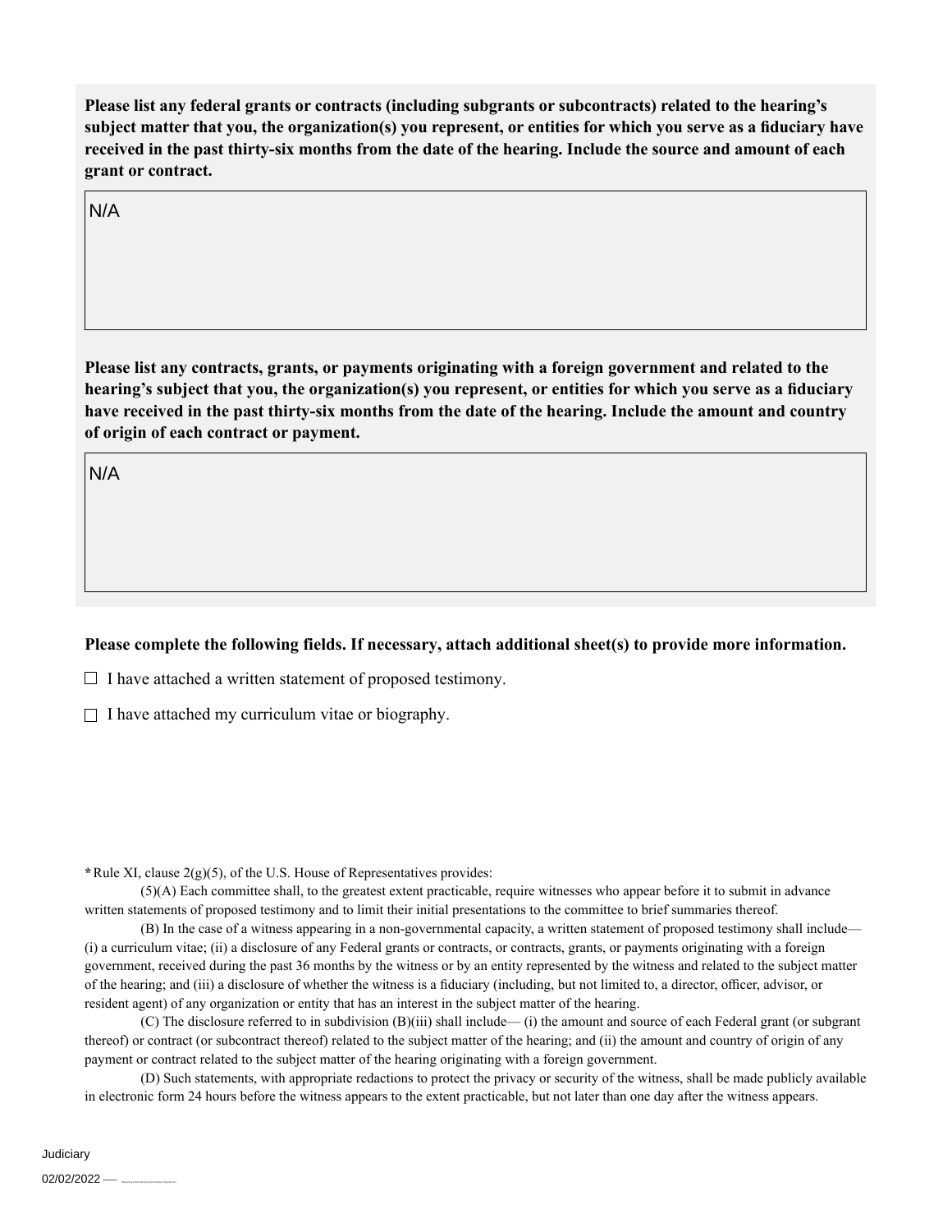**Please list any federal grants or contracts (including subgrants or subcontracts) related to the hearing's subject matter that you, the organization(s) you represent, or entities for which you serve as a fiduciary have received in the past thirty-six months from the date of the hearing. Include the source and amount of each grant or contract.**

N/A

**Please list any contracts, grants, or payments originating with a foreign government and related to the hearing's subject that you, the organization(s) you represent, or entities for which you serve as a fiduciary have received in the past thirty-six months from the date of the hearing. Include the amount and country of origin of each contract or payment.**

N/A

**Please complete the following fields. If necessary, attach additional sheet(s) to provide more information.**

☐ I have attached a written statement of proposed testimony.

☐ I have attached my curriculum vitae or biography.

**\*** Rule XI, clause 2(g)(5), of the U.S. House of Representatives provides:

(5)(A) Each committee shall, to the greatest extent practicable, require witnesses who appear before it to submit in advance written statements of proposed testimony and to limit their initial presentations to the committee to brief summaries thereof.

(B) In the case of a witness appearing in a non-governmental capacity, a written statement of proposed testimony shall include— (i) a curriculum vitae; (ii) a disclosure of any Federal grants or contracts, or contracts, grants, or payments originating with a foreign government, received during the past 36 months by the witness or by an entity represented by the witness and related to the subject matter of the hearing; and (iii) a disclosure of whether the witness is a fiduciary (including, but not limited to, a director, officer, advisor, or resident agent) of any organization or entity that has an interest in the subject matter of the hearing.

(C) The disclosure referred to in subdivision (B)(iii) shall include— (i) the amount and source of each Federal grant (or subgrant thereof) or contract (or subcontract thereof) related to the subject matter of the hearing; and (ii) the amount and country of origin of any payment or contract related to the subject matter of the hearing originating with a foreign government.

(D) Such statements, with appropriate redactions to protect the privacy or security of the witness, shall be made publicly available in electronic form 24 hours before the witness appears to the extent practicable, but not later than one day after the witness appears.

Judiciary

02/02/2022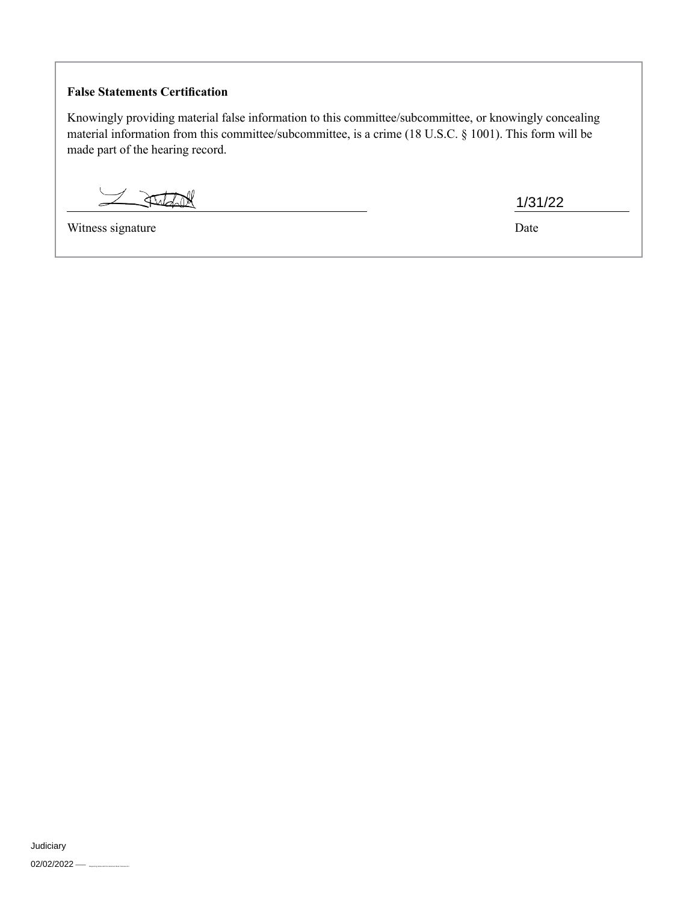**False Statements Certification**

Knowingly providing material false information to this committee/subcommittee, or knowingly concealing material information from this committee/subcommittee, is a crime (18 U.S.C. § 1001). This form will be made part of the hearing record.

Witness signature

1/31/22

Date

Judiciary

02/02/2022